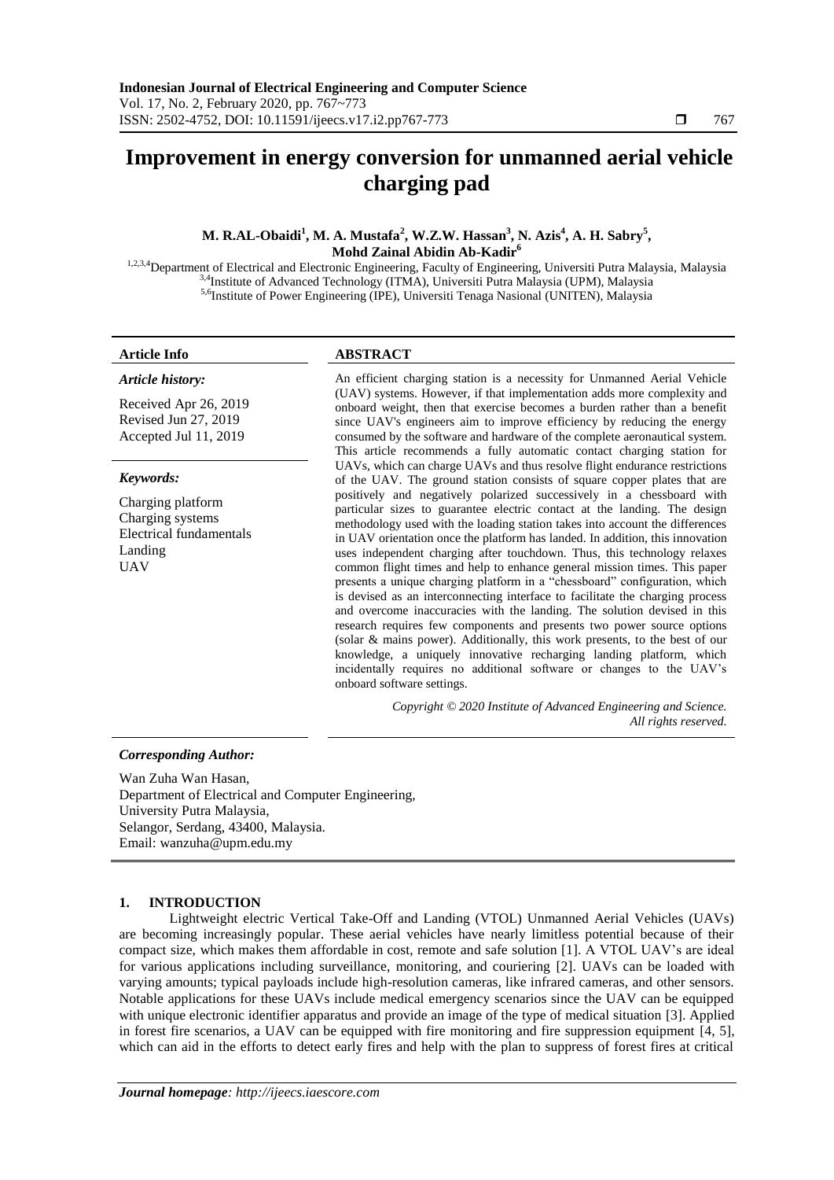# Improvement in energy conversion for unmanned aerial vehicle charging pad

**M. R.AL-Obaidi[1], M. A. Mustafa[2], W.Z.W. Hassan[3], N. Azis[4], A. H. Sabry[5], Mohd Zainal Abidin Ab-Kadir[6]**

[1,2,3,4]Department of Electrical and Electronic Engineering, Faculty of Engineering, Universiti Putra Malaysia, Malaysia
[3,4]Institute of Advanced Technology (ITMA), Universiti Putra Malaysia (UPM), Malaysia
[5,6]Institute of Power Engineering (IPE), Universiti Tenaga Nasional (UNITEN), Malaysia

**Article Info**

***Article history:***

Received Apr 26, 2019
Revised Jun 27, 2019
Accepted Jul 11, 2019

***Keywords:***

Charging platform
Charging systems
Electrical fundamentals
Landing
UAV

**ABSTRACT**

An efficient charging station is a necessity for Unmanned Aerial Vehicle (UAV) systems. However, if that implementation adds more complexity and onboard weight, then that exercise becomes a burden rather than a benefit since UAV's engineers aim to improve efficiency by reducing the energy consumed by the software and hardware of the complete aeronautical system. This article recommends a fully automatic contact charging station for UAVs, which can charge UAVs and thus resolve flight endurance restrictions of the UAV. The ground station consists of square copper plates that are positively and negatively polarized successively in a chessboard with particular sizes to guarantee electric contact at the landing. The design methodology used with the loading station takes into account the differences in UAV orientation once the platform has landed. In addition, this innovation uses independent charging after touchdown. Thus, this technology relaxes common flight times and help to enhance general mission times. This paper presents a unique charging platform in a "chessboard" configuration, which is devised as an interconnecting interface to facilitate the charging process and overcome inaccuracies with the landing. The solution devised in this research requires few components and presents two power source options (solar & mains power). Additionally, this work presents, to the best of our knowledge, a uniquely innovative recharging landing platform, which incidentally requires no additional software or changes to the UAV's onboard software settings.

*Copyright © 2020 Institute of Advanced Engineering and Science. All rights reserved.*

***Corresponding Author:***

Wan Zuha Wan Hasan,
Department of Electrical and Computer Engineering,
University Putra Malaysia,
Selangor, Serdang, 43400, Malaysia.
Email: wanzuha@upm.edu.my

## 1. INTRODUCTION

Lightweight electric Vertical Take-Off and Landing (VTOL) Unmanned Aerial Vehicles (UAVs) are becoming increasingly popular. These aerial vehicles have nearly limitless potential because of their compact size, which makes them affordable in cost, remote and safe solution [1]. A VTOL UAV's are ideal for various applications including surveillance, monitoring, and couriering [2]. UAVs can be loaded with varying amounts; typical payloads include high-resolution cameras, like infrared cameras, and other sensors. Notable applications for these UAVs include medical emergency scenarios since the UAV can be equipped with unique electronic identifier apparatus and provide an image of the type of medical situation [3]. Applied in forest fire scenarios, a UAV can be equipped with fire monitoring and fire suppression equipment [4, 5], which can aid in the efforts to detect early fires and help with the plan to suppress of forest fires at critical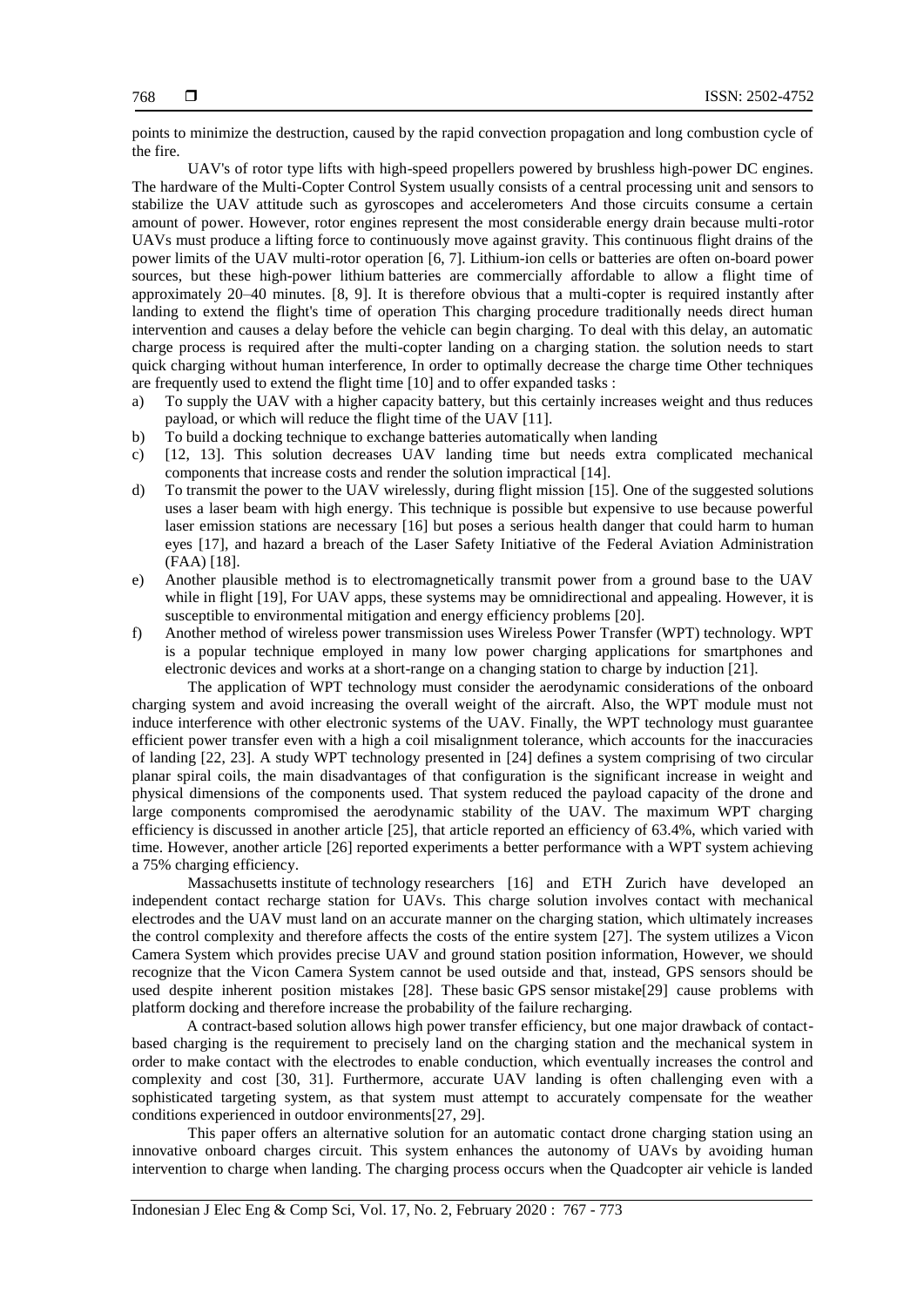points to minimize the destruction, caused by the rapid convection propagation and long combustion cycle of the fire.

UAV's of rotor type lifts with high-speed propellers powered by brushless high-power DC engines. The hardware of the Multi-Copter Control System usually consists of a central processing unit and sensors to stabilize the UAV attitude such as gyroscopes and accelerometers And those circuits consume a certain amount of power. However, rotor engines represent the most considerable energy drain because multi-rotor UAVs must produce a lifting force to continuously move against gravity. This continuous flight drains of the power limits of the UAV multi-rotor operation [6, 7]. Lithium-ion cells or batteries are often on-board power sources, but these high-power lithium batteries are commercially affordable to allow a flight time of approximately 20–40 minutes. [8, 9]. It is therefore obvious that a multi-copter is required instantly after landing to extend the flight's time of operation This charging procedure traditionally needs direct human intervention and causes a delay before the vehicle can begin charging. To deal with this delay, an automatic charge process is required after the multi-copter landing on a charging station. the solution needs to start quick charging without human interference, In order to optimally decrease the charge time Other techniques are frequently used to extend the flight time [10] and to offer expanded tasks :

a) To supply the UAV with a higher capacity battery, but this certainly increases weight and thus reduces payload, or which will reduce the flight time of the UAV [11].
b) To build a docking technique to exchange batteries automatically when landing
c) [12, 13]. This solution decreases UAV landing time but needs extra complicated mechanical components that increase costs and render the solution impractical [14].
d) To transmit the power to the UAV wirelessly, during flight mission [15]. One of the suggested solutions uses a laser beam with high energy. This technique is possible but expensive to use because powerful laser emission stations are necessary [16] but poses a serious health danger that could harm to human eyes [17], and hazard a breach of the Laser Safety Initiative of the Federal Aviation Administration (FAA) [18].
e) Another plausible method is to electromagnetically transmit power from a ground base to the UAV while in flight [19], For UAV apps, these systems may be omnidirectional and appealing. However, it is susceptible to environmental mitigation and energy efficiency problems [20].
f) Another method of wireless power transmission uses Wireless Power Transfer (WPT) technology. WPT is a popular technique employed in many low power charging applications for smartphones and electronic devices and works at a short-range on a changing station to charge by induction [21].

The application of WPT technology must consider the aerodynamic considerations of the onboard charging system and avoid increasing the overall weight of the aircraft. Also, the WPT module must not induce interference with other electronic systems of the UAV. Finally, the WPT technology must guarantee efficient power transfer even with a high a coil misalignment tolerance, which accounts for the inaccuracies of landing [22, 23]. A study WPT technology presented in [24] defines a system comprising of two circular planar spiral coils, the main disadvantages of that configuration is the significant increase in weight and physical dimensions of the components used. That system reduced the payload capacity of the drone and large components compromised the aerodynamic stability of the UAV. The maximum WPT charging efficiency is discussed in another article [25], that article reported an efficiency of 63.4%, which varied with time. However, another article [26] reported experiments a better performance with a WPT system achieving a 75% charging efficiency.

Massachusetts institute of technology researchers [16] and ETH Zurich have developed an independent contact recharge station for UAVs. This charge solution involves contact with mechanical electrodes and the UAV must land on an accurate manner on the charging station, which ultimately increases the control complexity and therefore affects the costs of the entire system [27]. The system utilizes a Vicon Camera System which provides precise UAV and ground station position information, However, we should recognize that the Vicon Camera System cannot be used outside and that, instead, GPS sensors should be used despite inherent position mistakes [28]. These basic GPS sensor mistake[29] cause problems with platform docking and therefore increase the probability of the failure recharging.

A contract-based solution allows high power transfer efficiency, but one major drawback of contact-based charging is the requirement to precisely land on the charging station and the mechanical system in order to make contact with the electrodes to enable conduction, which eventually increases the control and complexity and cost [30, 31]. Furthermore, accurate UAV landing is often challenging even with a sophisticated targeting system, as that system must attempt to accurately compensate for the weather conditions experienced in outdoor environments[27, 29].

This paper offers an alternative solution for an automatic contact drone charging station using an innovative onboard charges circuit. This system enhances the autonomy of UAVs by avoiding human intervention to charge when landing. The charging process occurs when the Quadcopter air vehicle is landed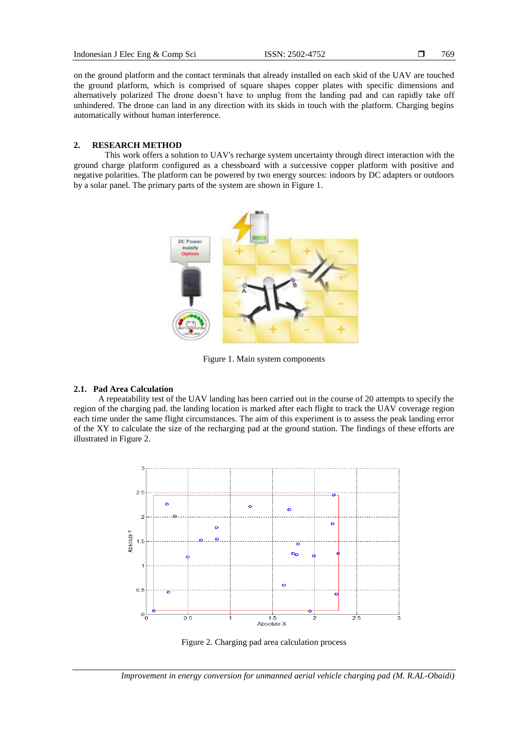on the ground platform and the contact terminals that already installed on each skid of the UAV are touched the ground platform, which is comprised of square shapes copper plates with specific dimensions and alternatively polarized The drone doesn't have to unplug from the landing pad and can rapidly take off unhindered. The drone can land in any direction with its skids in touch with the platform. Charging begins automatically without human interference.

## 2. RESEARCH METHOD

This work offers a solution to UAV's recharge system uncertainty through direct interaction with the ground charge platform configured as a chessboard with a successive copper platform with positive and negative polarities. The platform can be powered by two energy sources: indoors by DC adapters or outdoors by a solar panel. The primary parts of the system are shown in Figure 1.

Figure 1. Main system components

### 2.1. Pad Area Calculation

A repeatability test of the UAV landing has been carried out in the course of 20 attempts to specify the region of the charging pad. the landing location is marked after each flight to track the UAV coverage region each time under the same flight circumstances. The aim of this experiment is to assess the peak landing error of the XY to calculate the size of the recharging pad at the ground station. The findings of these efforts are illustrated in Figure 2.

Figure 2. Charging pad area calculation process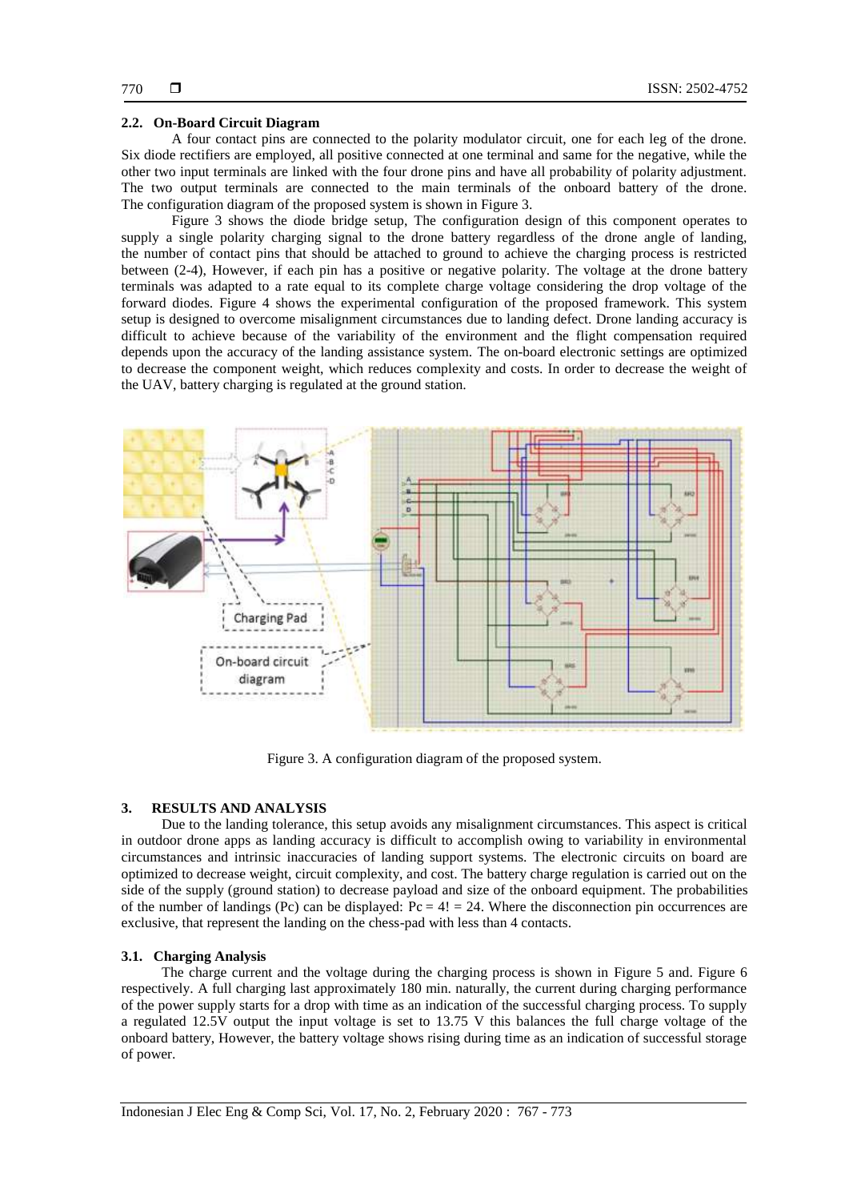### 2.2. On-Board Circuit Diagram

A four contact pins are connected to the polarity modulator circuit, one for each leg of the drone. Six diode rectifiers are employed, all positive connected at one terminal and same for the negative, while the other two input terminals are linked with the four drone pins and have all probability of polarity adjustment. The two output terminals are connected to the main terminals of the onboard battery of the drone. The configuration diagram of the proposed system is shown in Figure 3.

Figure 3 shows the diode bridge setup, The configuration design of this component operates to supply a single polarity charging signal to the drone battery regardless of the drone angle of landing, the number of contact pins that should be attached to ground to achieve the charging process is restricted between (2-4), However, if each pin has a positive or negative polarity. The voltage at the drone battery terminals was adapted to a rate equal to its complete charge voltage considering the drop voltage of the forward diodes. Figure 4 shows the experimental configuration of the proposed framework. This system setup is designed to overcome misalignment circumstances due to landing defect. Drone landing accuracy is difficult to achieve because of the variability of the environment and the flight compensation required depends upon the accuracy of the landing assistance system. The on-board electronic settings are optimized to decrease the component weight, which reduces complexity and costs. In order to decrease the weight of the UAV, battery charging is regulated at the ground station.

Figure 3. A configuration diagram of the proposed system.

## 3. RESULTS AND ANALYSIS

Due to the landing tolerance, this setup avoids any misalignment circumstances. This aspect is critical in outdoor drone apps as landing accuracy is difficult to accomplish owing to variability in environmental circumstances and intrinsic inaccuracies of landing support systems. The electronic circuits on board are optimized to decrease weight, circuit complexity, and cost. The battery charge regulation is carried out on the side of the supply (ground station) to decrease payload and size of the onboard equipment. The probabilities of the number of landings (Pc) can be displayed: $Pc = 4! = 24$. Where the disconnection pin occurrences are exclusive, that represent the landing on the chess-pad with less than 4 contacts.

### 3.1. Charging Analysis

The charge current and the voltage during the charging process is shown in Figure 5 and. Figure 6 respectively. A full charging last approximately 180 min. naturally, the current during charging performance of the power supply starts for a drop with time as an indication of the successful charging process. To supply a regulated 12.5V output the input voltage is set to 13.75 V this balances the full charge voltage of the onboard battery, However, the battery voltage shows rising during time as an indication of successful storage of power.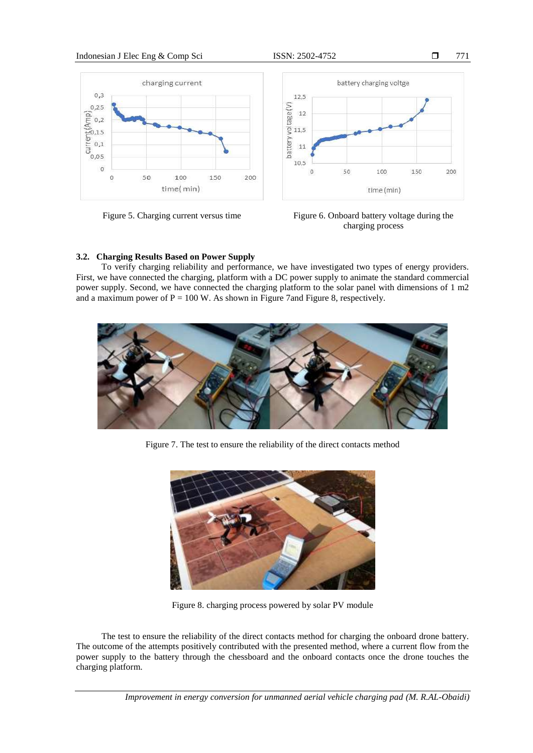Figure 5. Charging current versus time

Figure 6. Onboard battery voltage during the charging process

### 3.2. Charging Results Based on Power Supply

To verify charging reliability and performance, we have investigated two types of energy providers. First, we have connected the charging, platform with a DC power supply to animate the standard commercial power supply. Second, we have connected the charging platform to the solar panel with dimensions of 1 m2 and a maximum power of P = 100 W. As shown in Figure 7and Figure 8, respectively.

Figure 7. The test to ensure the reliability of the direct contacts method

Figure 8. charging process powered by solar PV module

The test to ensure the reliability of the direct contacts method for charging the onboard drone battery. The outcome of the attempts positively contributed with the presented method, where a current flow from the power supply to the battery through the chessboard and the onboard contacts once the drone touches the charging platform.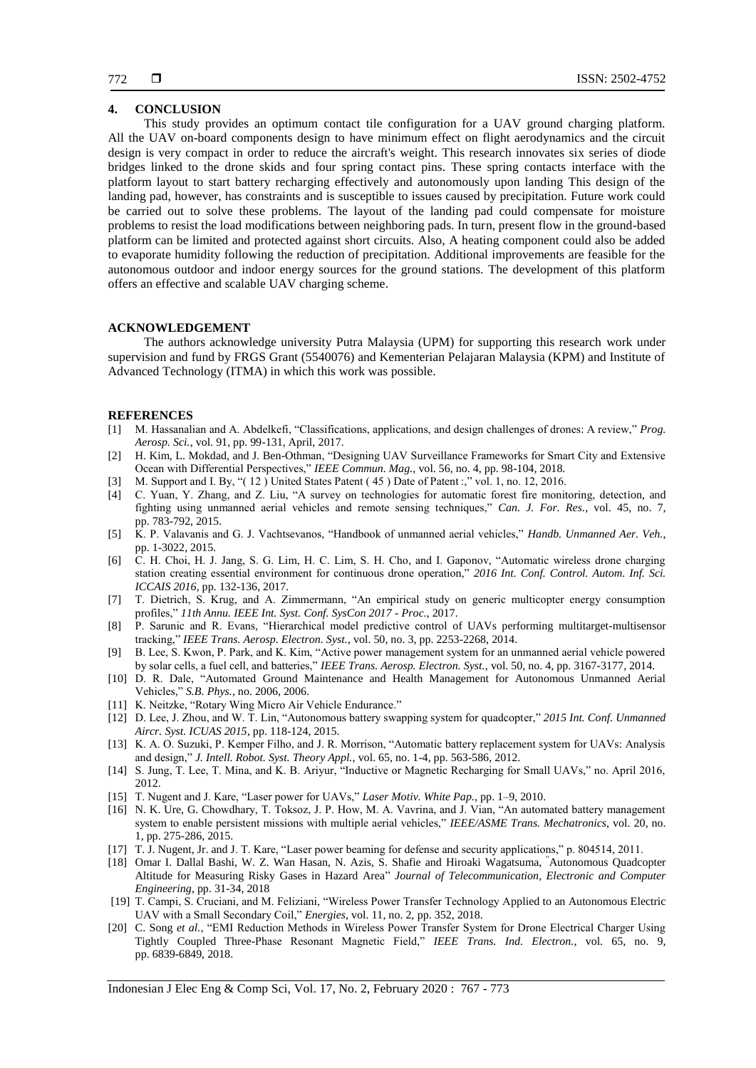## 4. CONCLUSION

This study provides an optimum contact tile configuration for a UAV ground charging platform. All the UAV on-board components design to have minimum effect on flight aerodynamics and the circuit design is very compact in order to reduce the aircraft's weight. This research innovates six series of diode bridges linked to the drone skids and four spring contact pins. These spring contacts interface with the platform layout to start battery recharging effectively and autonomously upon landing This design of the landing pad, however, has constraints and is susceptible to issues caused by precipitation. Future work could be carried out to solve these problems. The layout of the landing pad could compensate for moisture problems to resist the load modifications between neighboring pads. In turn, present flow in the ground-based platform can be limited and protected against short circuits. Also, A heating component could also be added to evaporate humidity following the reduction of precipitation. Additional improvements are feasible for the autonomous outdoor and indoor energy sources for the ground stations. The development of this platform offers an effective and scalable UAV charging scheme.

## ACKNOWLEDGEMENT

The authors acknowledge university Putra Malaysia (UPM) for supporting this research work under supervision and fund by FRGS Grant (5540076) and Kementerian Pelajaran Malaysia (KPM) and Institute of Advanced Technology (ITMA) in which this work was possible.

## REFERENCES

[1] M. Hassanalian and A. Abdelkefi, "Classifications, applications, and design challenges of drones: A review," *Prog. Aerosp. Sci.*, vol. 91, pp. 99-131, April, 2017.

[2] H. Kim, L. Mokdad, and J. Ben-Othman, "Designing UAV Surveillance Frameworks for Smart City and Extensive Ocean with Differential Perspectives," *IEEE Commun. Mag.*, vol. 56, no. 4, pp. 98-104, 2018.

[3] M. Support and I. By, "( 12 ) United States Patent ( 45 ) Date of Patent :," vol. 1, no. 12, 2016.

[4] C. Yuan, Y. Zhang, and Z. Liu, "A survey on technologies for automatic forest fire monitoring, detection, and fighting using unmanned aerial vehicles and remote sensing techniques," *Can. J. For. Res.*, vol. 45, no. 7, pp. 783-792, 2015.

[5] K. P. Valavanis and G. J. Vachtsevanos, "Handbook of unmanned aerial vehicles," *Handb. Unmanned Aer. Veh.*, pp. 1-3022, 2015.

[6] C. H. Choi, H. J. Jang, S. G. Lim, H. C. Lim, S. H. Cho, and I. Gaponov, "Automatic wireless drone charging station creating essential environment for continuous drone operation," *2016 Int. Conf. Control. Autom. Inf. Sci. ICCAIS 2016*, pp. 132-136, 2017.

[7] T. Dietrich, S. Krug, and A. Zimmermann, "An empirical study on generic multicopter energy consumption profiles," *11th Annu. IEEE Int. Syst. Conf. SysCon 2017 - Proc.*, 2017.

[8] P. Sarunic and R. Evans, "Hierarchical model predictive control of UAVs performing multitarget-multisensor tracking," *IEEE Trans. Aerosp. Electron. Syst.*, vol. 50, no. 3, pp. 2253-2268, 2014.

[9] B. Lee, S. Kwon, P. Park, and K. Kim, "Active power management system for an unmanned aerial vehicle powered by solar cells, a fuel cell, and batteries," *IEEE Trans. Aerosp. Electron. Syst.*, vol. 50, no. 4, pp. 3167-3177, 2014.

[10] D. R. Dale, "Automated Ground Maintenance and Health Management for Autonomous Unmanned Aerial Vehicles," *S.B. Phys.*, no. 2006, 2006.

[11] K. Neitzke, "Rotary Wing Micro Air Vehicle Endurance."

[12] D. Lee, J. Zhou, and W. T. Lin, "Autonomous battery swapping system for quadcopter," *2015 Int. Conf. Unmanned Aircr. Syst. ICUAS 2015*, pp. 118-124, 2015.

[13] K. A. O. Suzuki, P. Kemper Filho, and J. R. Morrison, "Automatic battery replacement system for UAVs: Analysis and design," *J. Intell. Robot. Syst. Theory Appl.*, vol. 65, no. 1-4, pp. 563-586, 2012.

[14] S. Jung, T. Lee, T. Mina, and K. B. Ariyur, "Inductive or Magnetic Recharging for Small UAVs," no. April 2016, 2012.

[15] T. Nugent and J. Kare, "Laser power for UAVs," *Laser Motiv. White Pap.*, pp. 1–9, 2010.

[16] N. K. Ure, G. Chowdhary, T. Toksoz, J. P. How, M. A. Vavrina, and J. Vian, "An automated battery management system to enable persistent missions with multiple aerial vehicles," *IEEE/ASME Trans. Mechatronics*, vol. 20, no. 1, pp. 275-286, 2015.

[17] T. J. Nugent, Jr. and J. T. Kare, "Laser power beaming for defense and security applications," p. 804514, 2011.

[18] Omar I. Dallal Bashi, W. Z. Wan Hasan, N. Azis, S. Shafie and Hiroaki Wagatsuma, "Autonomous Quadcopter Altitude for Measuring Risky Gases in Hazard Area" *Journal of Telecommunication, Electronic and Computer Engineering*, pp. 31-34, 2018

[19] T. Campi, S. Cruciani, and M. Feliziani, "Wireless Power Transfer Technology Applied to an Autonomous Electric UAV with a Small Secondary Coil," *Energies*, vol. 11, no. 2, pp. 352, 2018.

[20] C. Song *et al.*, "EMI Reduction Methods in Wireless Power Transfer System for Drone Electrical Charger Using Tightly Coupled Three-Phase Resonant Magnetic Field," *IEEE Trans. Ind. Electron.*, vol. 65, no. 9, pp. 6839-6849, 2018.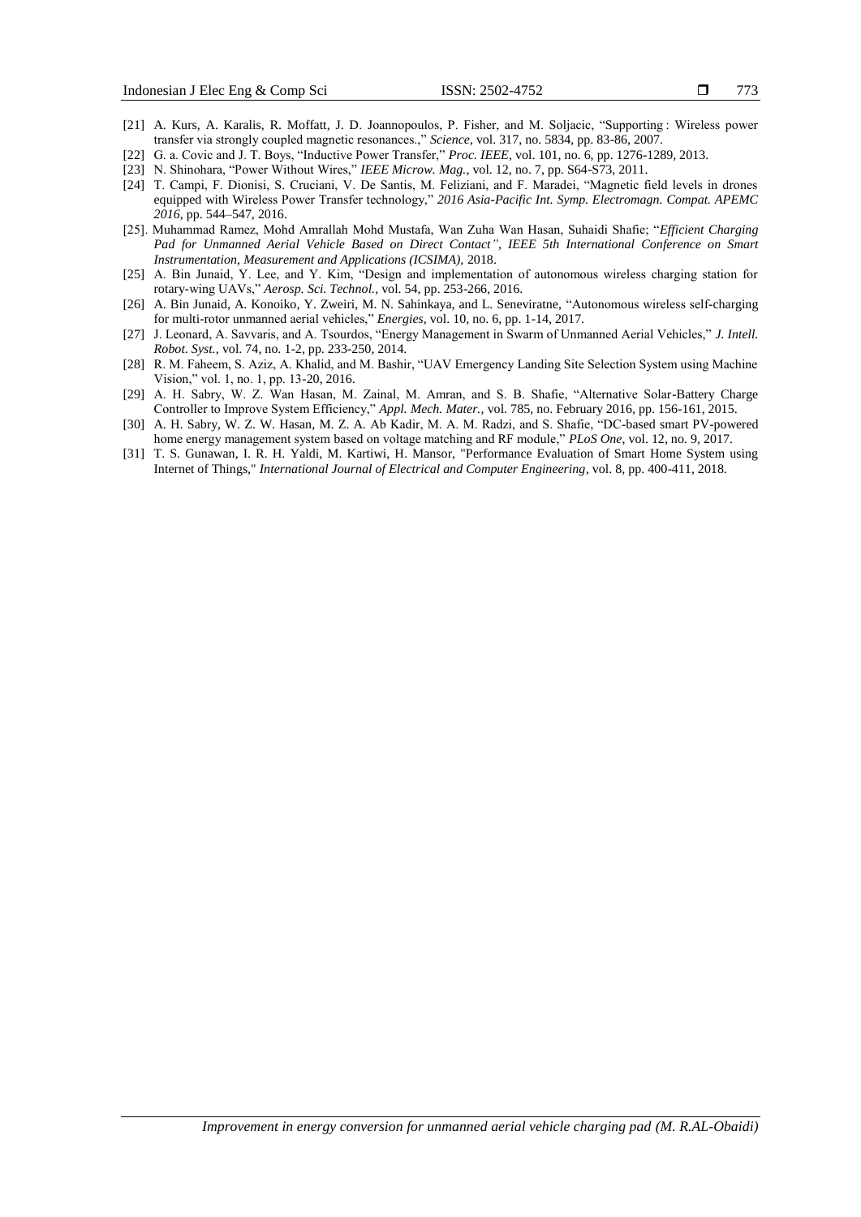[21] A. Kurs, A. Karalis, R. Moffatt, J. D. Joannopoulos, P. Fisher, and M. Soljacic, "Supporting : Wireless power transfer via strongly coupled magnetic resonances.," *Science*, vol. 317, no. 5834, pp. 83-86, 2007.

[22] G. a. Covic and J. T. Boys, "Inductive Power Transfer," *Proc. IEEE*, vol. 101, no. 6, pp. 1276-1289, 2013.

[23] N. Shinohara, "Power Without Wires," *IEEE Microw. Mag.*, vol. 12, no. 7, pp. S64-S73, 2011.

[24] T. Campi, F. Dionisi, S. Cruciani, V. De Santis, M. Feliziani, and F. Maradei, "Magnetic field levels in drones equipped with Wireless Power Transfer technology," *2016 Asia-Pacific Int. Symp. Electromagn. Compat. APEMC 2016*, pp. 544–547, 2016.

[25]. Muhammad Ramez, Mohd Amrallah Mohd Mustafa, Wan Zuha Wan Hasan, Suhaidi Shafie; "*Efficient Charging Pad for Unmanned Aerial Vehicle Based on Direct Contact", IEEE 5th International Conference on Smart Instrumentation, Measurement and Applications (ICSIMA),* 2018.

[25] A. Bin Junaid, Y. Lee, and Y. Kim, "Design and implementation of autonomous wireless charging station for rotary-wing UAVs," *Aerosp. Sci. Technol.*, vol. 54, pp. 253-266, 2016.

[26] A. Bin Junaid, A. Konoiko, Y. Zweiri, M. N. Sahinkaya, and L. Seneviratne, "Autonomous wireless self-charging for multi-rotor unmanned aerial vehicles," *Energies*, vol. 10, no. 6, pp. 1-14, 2017.

[27] J. Leonard, A. Savvaris, and A. Tsourdos, "Energy Management in Swarm of Unmanned Aerial Vehicles," *J. Intell. Robot. Syst.*, vol. 74, no. 1-2, pp. 233-250, 2014.

[28] R. M. Faheem, S. Aziz, A. Khalid, and M. Bashir, "UAV Emergency Landing Site Selection System using Machine Vision," vol. 1, no. 1, pp. 13-20, 2016.

[29] A. H. Sabry, W. Z. Wan Hasan, M. Zainal, M. Amran, and S. B. Shafie, "Alternative Solar-Battery Charge Controller to Improve System Efficiency," *Appl. Mech. Mater.*, vol. 785, no. February 2016, pp. 156-161, 2015.

[30] A. H. Sabry, W. Z. W. Hasan, M. Z. A. Ab Kadir, M. A. M. Radzi, and S. Shafie, "DC-based smart PV-powered home energy management system based on voltage matching and RF module," *PLoS One*, vol. 12, no. 9, 2017.

[31] T. S. Gunawan, I. R. H. Yaldi, M. Kartiwi, H. Mansor, "Performance Evaluation of Smart Home System using Internet of Things," *International Journal of Electrical and Computer Engineering*, vol. 8, pp. 400-411, 2018.